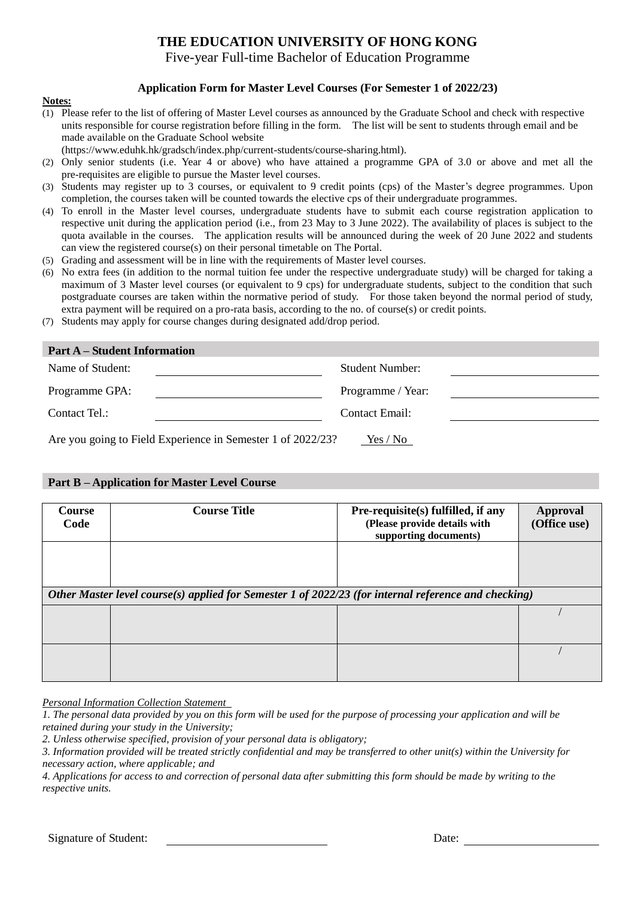# THE EDUCATION UNIVERSITY OF HONG KONG

Five-year Full-time Bachelor of Education Programme

### Application Form for Master Level Courses (For Semester 1 of 2022/23)

**Notes:**

(1) Please refer to the list of offering of Master Level courses as announced by the Graduate School and check with respective units responsible for course registration before filling in the form. The list will be sent to students through email and be made available on the Graduate School website (https://www.eduhk.hk/gradsch/index.php/current-students/course-sharing.html).

(2) Only senior students (i.e. Year 4 or above) who have attained a programme GPA of 3.0 or above and met all the pre-requisites are eligible to pursue the Master level courses.

(3) Students may register up to 3 courses, or equivalent to 9 credit points (cps) of the Master's degree programmes. Upon completion, the courses taken will be counted towards the elective cps of their undergraduate programmes.

(4) To enroll in the Master level courses, undergraduate students have to submit each course registration application to respective unit during the application period (i.e., from 23 May to 3 June 2022). The availability of places is subject to the quota available in the courses. The application results will be announced during the week of 20 June 2022 and students can view the registered course(s) on their personal timetable on The Portal.

(5) Grading and assessment will be in line with the requirements of Master level courses.

(6) No extra fees (in addition to the normal tuition fee under the respective undergraduate study) will be charged for taking a maximum of 3 Master level courses (or equivalent to 9 cps) for undergraduate students, subject to the condition that such postgraduate courses are taken within the normative period of study. For those taken beyond the normal period of study, extra payment will be required on a pro-rata basis, according to the no. of course(s) or credit points.

(7) Students may apply for course changes during designated add/drop period.

## Part A – Student Information

| | | | |
|---|---|---|---|
| Name of Student: | \_\_\_\_\_\_\_\_\_\_\_\_\_\_\_\_ | Student Number: | \_\_\_\_\_\_\_\_\_\_\_\_\_\_\_\_ |
| Programme GPA: | \_\_\_\_\_\_\_\_\_\_\_\_\_\_\_\_ | Programme / Year: | \_\_\_\_\_\_\_\_\_\_\_\_\_\_\_\_ |
| Contact Tel.: | \_\_\_\_\_\_\_\_\_\_\_\_\_\_\_\_ | Contact Email: | \_\_\_\_\_\_\_\_\_\_\_\_\_\_\_\_ |

Are you going to Field Experience in Semester 1 of 2022/23? Yes / No

## Part B – Application for Master Level Course

| Course Code | Course Title | Pre-requisite(s) fulfilled, if any (Please provide details with supporting documents) | Approval (Office use) |
|---|---|---|---|
| | | | |
| ***Other Master level course(s) applied for Semester 1 of 2022/23 (for internal reference and checking)*** | | | |
| | | | / |
| | | | / |

*Personal Information Collection Statement*

*1. The personal data provided by you on this form will be used for the purpose of processing your application and will be retained during your study in the University;*

*2. Unless otherwise specified, provision of your personal data is obligatory;*

*3. Information provided will be treated strictly confidential and may be transferred to other unit(s) within the University for necessary action, where applicable; and*

*4. Applications for access to and correction of personal data after submitting this form should be made by writing to the respective units.*

Signature of Student: \_\_\_\_\_\_\_\_\_\_\_\_\_\_\_\_ Date: \_\_\_\_\_\_\_\_\_\_\_\_\_\_\_\_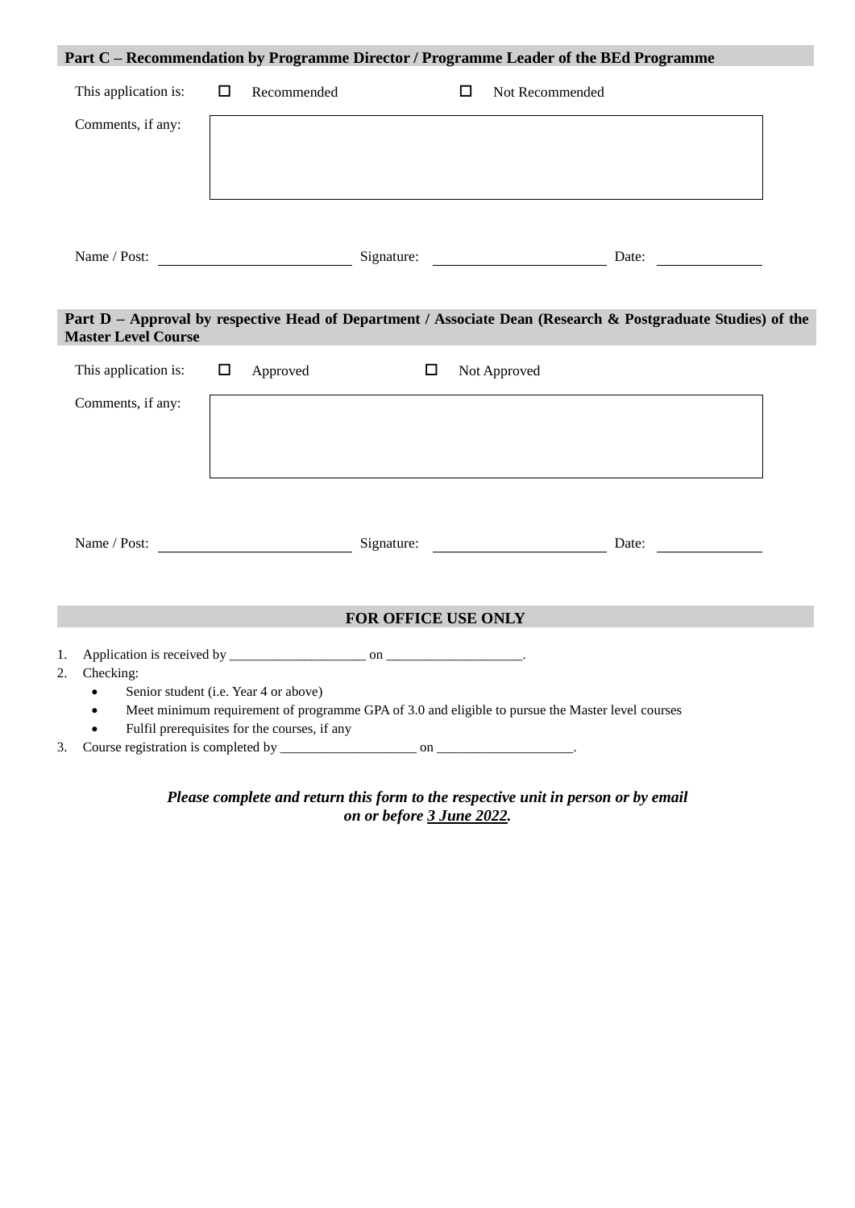## Part C – Recommendation by Programme Director / Programme Leader of the BEd Programme

This application is: ☐ Recommended ☐ Not Recommended

Comments, if any:

| |
|---|
| |

Name / Post: \_\_\_\_\_\_\_\_\_\_\_\_\_\_\_\_\_\_\_\_ Signature: \_\_\_\_\_\_\_\_\_\_\_\_\_\_\_\_\_\_\_\_ Date: \_\_\_\_\_\_\_\_\_\_\_\_

## Part D – Approval by respective Head of Department / Associate Dean (Research & Postgraduate Studies) of the Master Level Course

This application is: ☐ Approved ☐ Not Approved

Comments, if any:

| |
|---|
| |

Name / Post: \_\_\_\_\_\_\_\_\_\_\_\_\_\_\_\_\_\_\_\_ Signature: \_\_\_\_\_\_\_\_\_\_\_\_\_\_\_\_\_\_\_\_ Date: \_\_\_\_\_\_\_\_\_\_\_\_

## FOR OFFICE USE ONLY

1. Application is received by \_\_\_\_\_\_\_\_\_\_\_\_\_\_\_\_\_\_\_\_ on \_\_\_\_\_\_\_\_\_\_\_\_\_\_\_\_\_\_\_\_.
2. Checking:
   - Senior student (i.e. Year 4 or above)
   - Meet minimum requirement of programme GPA of 3.0 and eligible to pursue the Master level courses
   - Fulfil prerequisites for the courses, if any
3. Course registration is completed by \_\_\_\_\_\_\_\_\_\_\_\_\_\_\_\_\_\_\_\_ on \_\_\_\_\_\_\_\_\_\_\_\_\_\_\_\_\_\_\_\_.

***Please complete and return this form to the respective unit in person or by email on or before <u>3 June 2022</u>.***